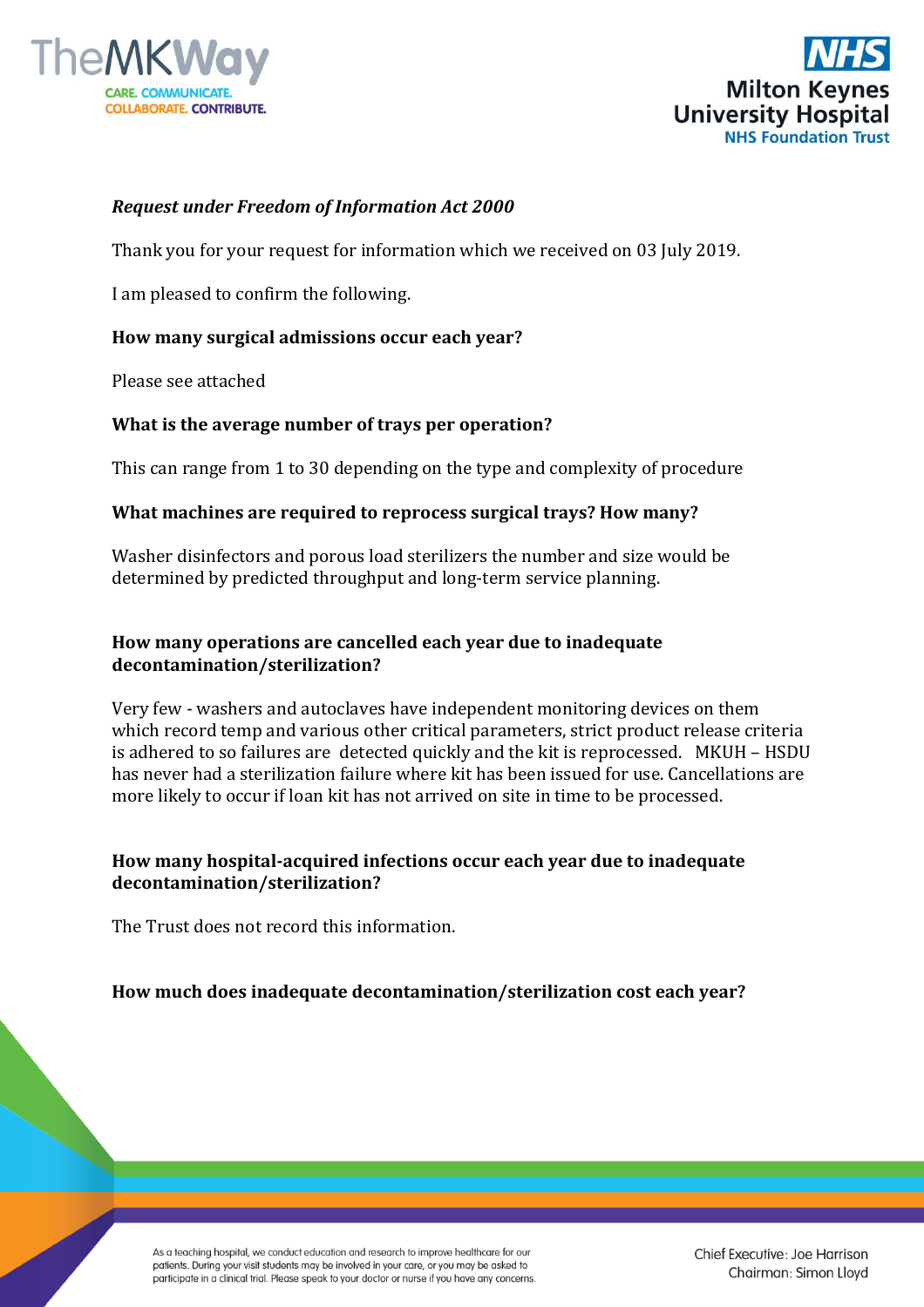***Request under Freedom of Information Act 2000***

Thank you for your request for information which we received on 03 July 2019.

I am pleased to confirm the following.

**How many surgical admissions occur each year?**

Please see attached

**What is the average number of trays per operation?**

This can range from 1 to 30 depending on the type and complexity of procedure

**What machines are required to reprocess surgical trays? How many?**

Washer disinfectors and porous load sterilizers the number and size would be determined by predicted throughput and long-term service planning.

**How many operations are cancelled each year due to inadequate decontamination/sterilization?**

Very few - washers and autoclaves have independent monitoring devices on them which record temp and various other critical parameters, strict product release criteria is adhered to so failures are detected quickly and the kit is reprocessed. MKUH – HSDU has never had a sterilization failure where kit has been issued for use. Cancellations are more likely to occur if loan kit has not arrived on site in time to be processed.

**How many hospital-acquired infections occur each year due to inadequate decontamination/sterilization?**

The Trust does not record this information.

**How much does inadequate decontamination/sterilization cost each year?**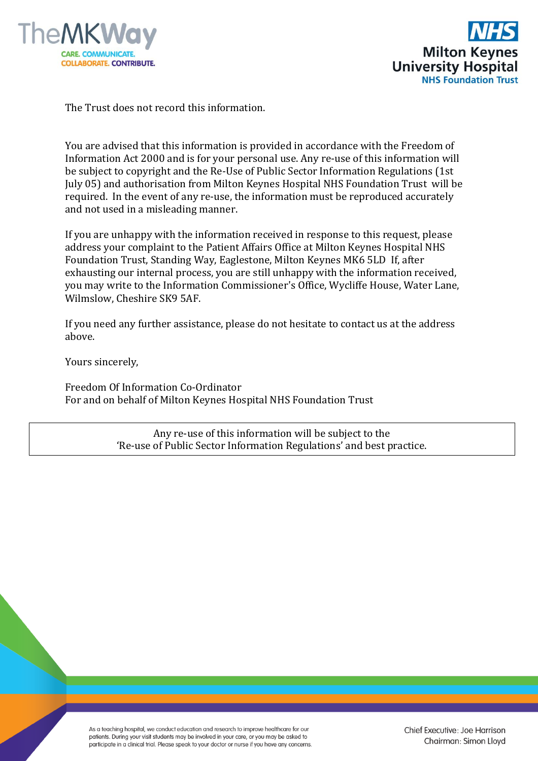The Trust does not record this information.

You are advised that this information is provided in accordance with the Freedom of Information Act 2000 and is for your personal use. Any re-use of this information will be subject to copyright and the Re-Use of Public Sector Information Regulations (1st July 05) and authorisation from Milton Keynes Hospital NHS Foundation Trust will be required. In the event of any re-use, the information must be reproduced accurately and not used in a misleading manner.

If you are unhappy with the information received in response to this request, please address your complaint to the Patient Affairs Office at Milton Keynes Hospital NHS Foundation Trust, Standing Way, Eaglestone, Milton Keynes MK6 5LD If, after exhausting our internal process, you are still unhappy with the information received, you may write to the Information Commissioner's Office, Wycliffe House, Water Lane, Wilmslow, Cheshire SK9 5AF.

If you need any further assistance, please do not hesitate to contact us at the address above.

Yours sincerely,

Freedom Of Information Co-Ordinator
For and on behalf of Milton Keynes Hospital NHS Foundation Trust

Any re-use of this information will be subject to the
'Re-use of Public Sector Information Regulations' and best practice.